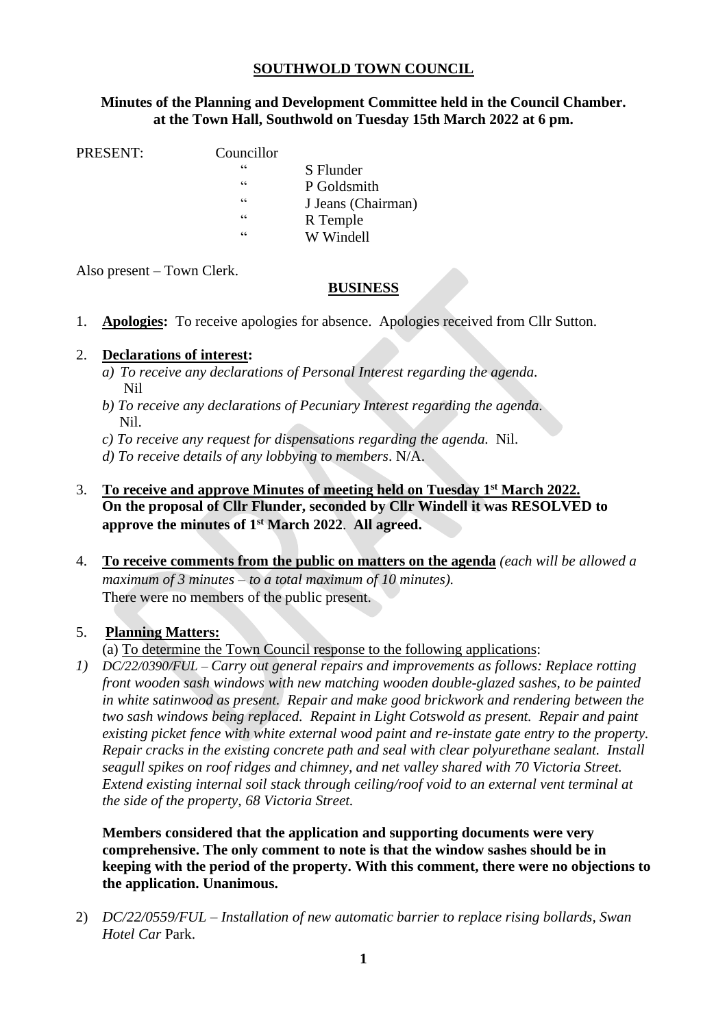**SOUTHWOLD TOWN COUNCIL**

**Minutes of the Planning and Development Committee held in the Council Chamber. at the Town Hall, Southwold on Tuesday 15th March 2022 at 6 pm.**

PRESENT: Councillor
- " S Flunder
- " P Goldsmith
- " J Jeans (Chairman)
- " R Temple
- " W Windell

Also present – Town Clerk.

**BUSINESS**

1. **Apologies:** To receive apologies for absence. Apologies received from Cllr Sutton.

2. **Declarations of interest:**
   *a) To receive any declarations of Personal Interest regarding the agenda.*
   Nil
   *b) To receive any declarations of Pecuniary Interest regarding the agenda.*
   Nil.
   *c) To receive any request for dispensations regarding the agenda.* Nil.
   *d) To receive details of any lobbying to members*. N/A.

3. **To receive and approve Minutes of meeting held on Tuesday 1st March 2022.**
   **On the proposal of Cllr Flunder, seconded by Cllr Windell it was RESOLVED to approve the minutes of 1st March 2022. All agreed.**

4. **To receive comments from the public on matters on the agenda** *(each will be allowed a maximum of 3 minutes – to a total maximum of 10 minutes).*
   There were no members of the public present.

5. **Planning Matters:**
   (a) To determine the Town Council response to the following applications:

*1) DC/22/0390/FUL – Carry out general repairs and improvements as follows: Replace rotting front wooden sash windows with new matching wooden double-glazed sashes, to be painted in white satinwood as present. Repair and make good brickwork and rendering between the two sash windows being replaced. Repaint in Light Cotswold as present. Repair and paint existing picket fence with white external wood paint and re-instate gate entry to the property. Repair cracks in the existing concrete path and seal with clear polyurethane sealant. Install seagull spikes on roof ridges and chimney, and net valley shared with 70 Victoria Street. Extend existing internal soil stack through ceiling/roof void to an external vent terminal at the side of the property, 68 Victoria Street.*

**Members considered that the application and supporting documents were very comprehensive. The only comment to note is that the window sashes should be in keeping with the period of the property. With this comment, there were no objections to the application. Unanimous.**

2) *DC/22/0559/FUL – Installation of new automatic barrier to replace rising bollards, Swan Hotel Car* Park.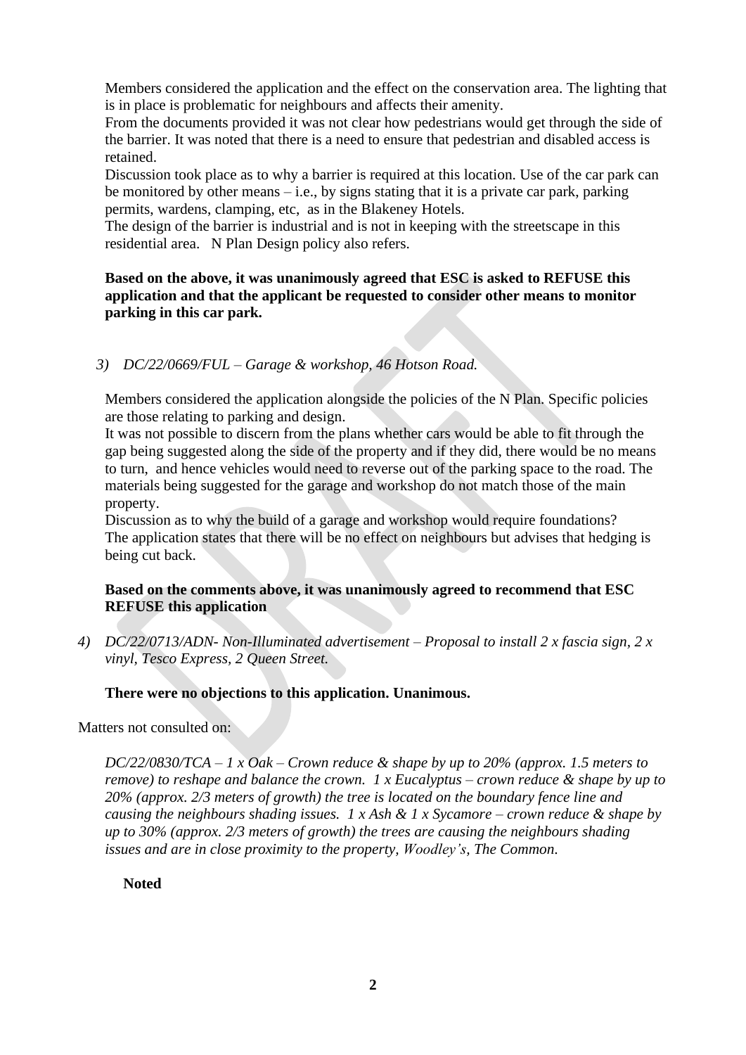Members considered the application and the effect on the conservation area. The lighting that is in place is problematic for neighbours and affects their amenity.
From the documents provided it was not clear how pedestrians would get through the side of the barrier. It was noted that there is a need to ensure that pedestrian and disabled access is retained.
Discussion took place as to why a barrier is required at this location. Use of the car park can be monitored by other means – i.e., by signs stating that it is a private car park, parking permits, wardens, clamping, etc, as in the Blakeney Hotels.
The design of the barrier is industrial and is not in keeping with the streetscape in this residential area. N Plan Design policy also refers.

**Based on the above, it was unanimously agreed that ESC is asked to REFUSE this application and that the applicant be requested to consider other means to monitor parking in this car park.**

3) *DC/22/0669/FUL – Garage & workshop, 46 Hotson Road.*

Members considered the application alongside the policies of the N Plan. Specific policies are those relating to parking and design.
It was not possible to discern from the plans whether cars would be able to fit through the gap being suggested along the side of the property and if they did, there would be no means to turn, and hence vehicles would need to reverse out of the parking space to the road. The materials being suggested for the garage and workshop do not match those of the main property.
Discussion as to why the build of a garage and workshop would require foundations?
The application states that there will be no effect on neighbours but advises that hedging is being cut back.

**Based on the comments above, it was unanimously agreed to recommend that ESC REFUSE this application**

4) *DC/22/0713/ADN- Non-Illuminated advertisement – Proposal to install 2 x fascia sign, 2 x vinyl, Tesco Express, 2 Queen Street.*

**There were no objections to this application. Unanimous.**

Matters not consulted on:

*DC/22/0830/TCA – 1 x Oak – Crown reduce & shape by up to 20% (approx. 1.5 meters to remove) to reshape and balance the crown. 1 x Eucalyptus – crown reduce & shape by up to 20% (approx. 2/3 meters of growth) the tree is located on the boundary fence line and causing the neighbours shading issues. 1 x Ash & 1 x Sycamore – crown reduce & shape by up to 30% (approx. 2/3 meters of growth) the trees are causing the neighbours shading issues and are in close proximity to the property, Woodley's, The Common.*

**Noted**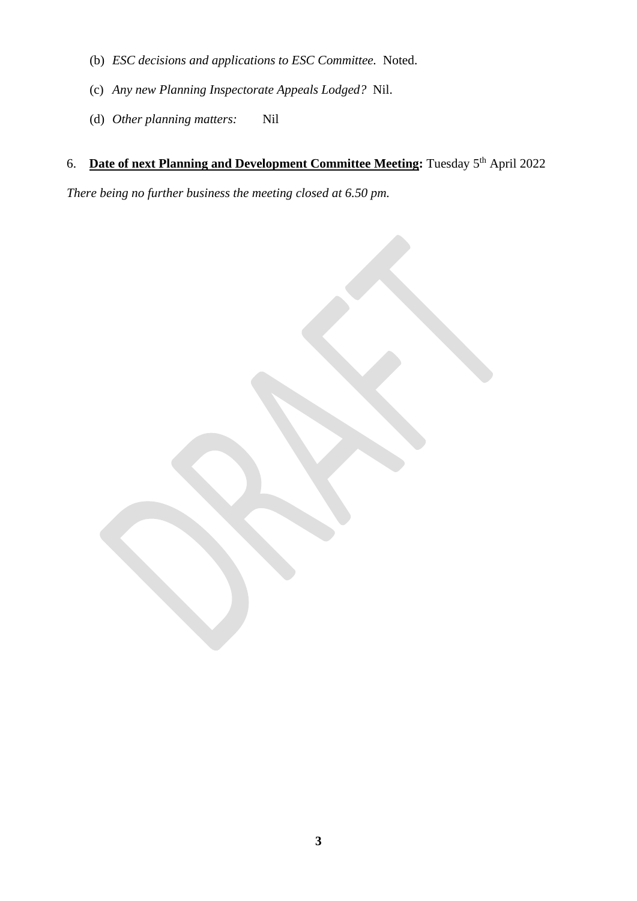(b) *ESC decisions and applications to ESC Committee.* Noted.

(c) *Any new Planning Inspectorate Appeals Lodged?* Nil.

(d) *Other planning matters:* Nil

6. **Date of next Planning and Development Committee Meeting:** Tuesday 5th April 2022

*There being no further business the meeting closed at 6.50 pm.*

DRAFT